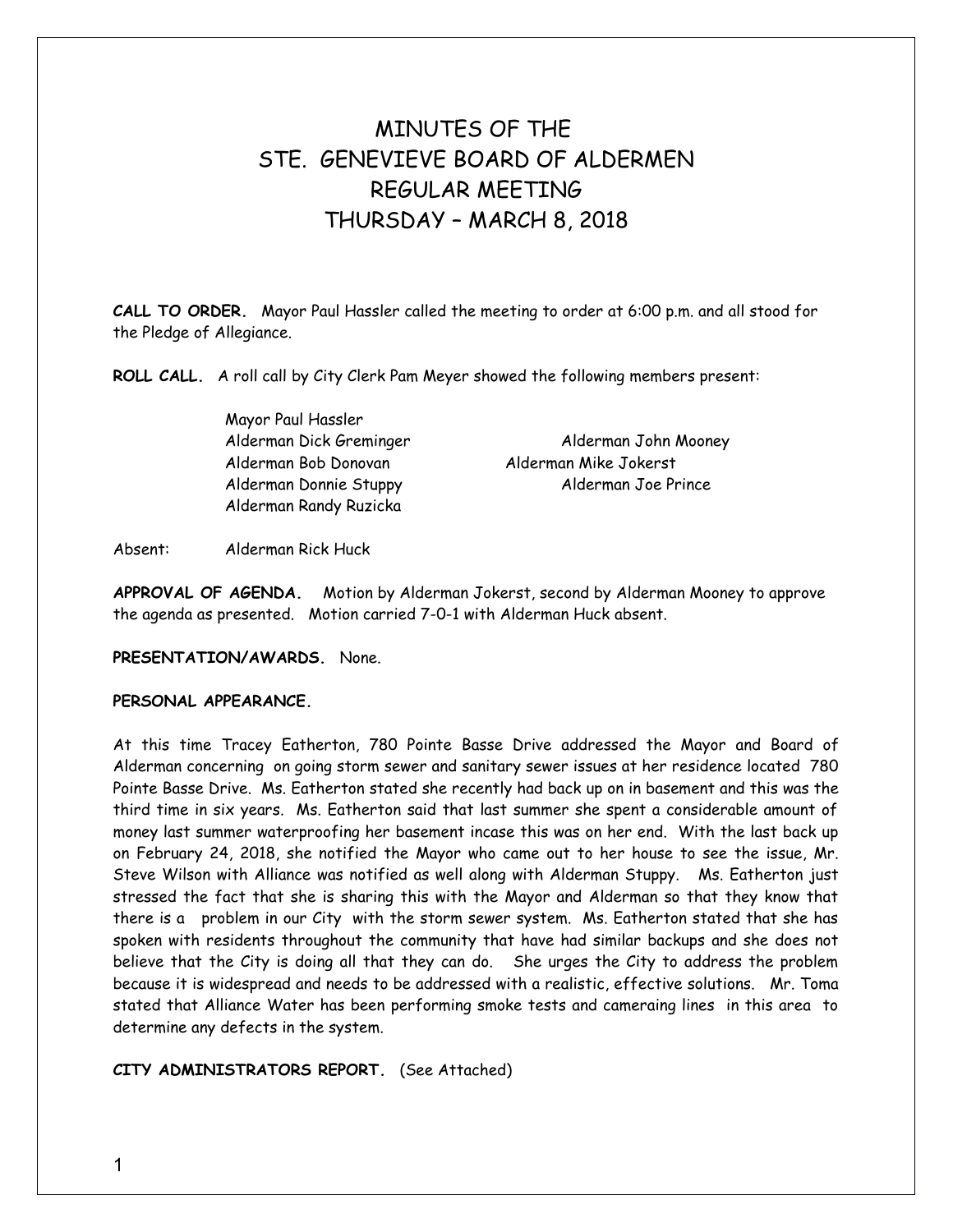# MINUTES OF THE
# STE. GENEVIEVE BOARD OF ALDERMEN
# REGULAR MEETING
# THURSDAY – MARCH 8, 2018

**CALL TO ORDER.** Mayor Paul Hassler called the meeting to order at 6:00 p.m. and all stood for the Pledge of Allegiance.

**ROLL CALL.** A roll call by City Clerk Pam Meyer showed the following members present:

Mayor Paul Hassler
Alderman Dick Greminger
Alderman John Mooney
Alderman Bob Donovan
Alderman Mike Jokerst
Alderman Donnie Stuppy
Alderman Joe Prince
Alderman Randy Ruzicka

Absent: Alderman Rick Huck

**APPROVAL OF AGENDA.** Motion by Alderman Jokerst, second by Alderman Mooney to approve the agenda as presented. Motion carried 7-0-1 with Alderman Huck absent.

**PRESENTATION/AWARDS.** None.

**PERSONAL APPEARANCE.**

At this time Tracey Eatherton, 780 Pointe Basse Drive addressed the Mayor and Board of Alderman concerning on going storm sewer and sanitary sewer issues at her residence located 780 Pointe Basse Drive. Ms. Eatherton stated she recently had back up on in basement and this was the third time in six years. Ms. Eatherton said that last summer she spent a considerable amount of money last summer waterproofing her basement incase this was on her end. With the last back up on February 24, 2018, she notified the Mayor who came out to her house to see the issue, Mr. Steve Wilson with Alliance was notified as well along with Alderman Stuppy. Ms. Eatherton just stressed the fact that she is sharing this with the Mayor and Alderman so that they know that there is a problem in our City with the storm sewer system. Ms. Eatherton stated that she has spoken with residents throughout the community that have had similar backups and she does not believe that the City is doing all that they can do. She urges the City to address the problem because it is widespread and needs to be addressed with a realistic, effective solutions. Mr. Toma stated that Alliance Water has been performing smoke tests and cameraing lines in this area to determine any defects in the system.

**CITY ADMINISTRATORS REPORT.** (See Attached)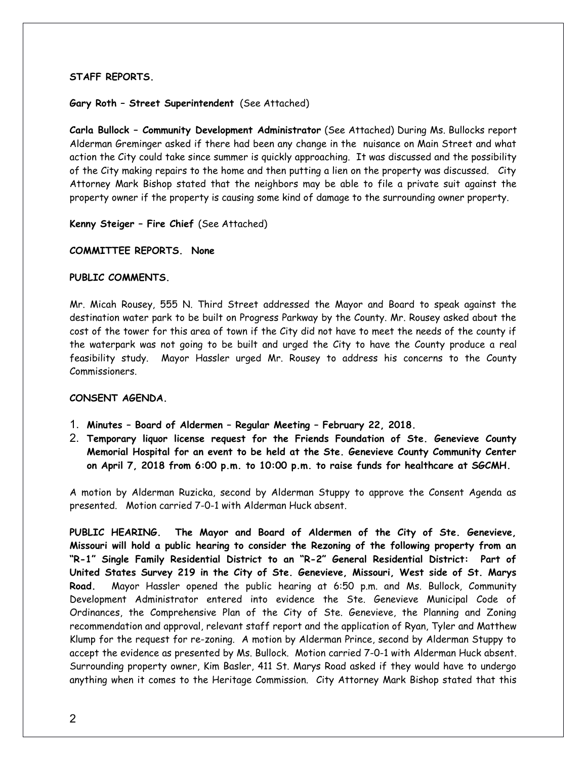**STAFF REPORTS.**

**Gary Roth – Street Superintendent** (See Attached)

**Carla Bullock – Community Development Administrator** (See Attached) During Ms. Bullocks report Alderman Greminger asked if there had been any change in the nuisance on Main Street and what action the City could take since summer is quickly approaching. It was discussed and the possibility of the City making repairs to the home and then putting a lien on the property was discussed. City Attorney Mark Bishop stated that the neighbors may be able to file a private suit against the property owner if the property is causing some kind of damage to the surrounding owner property.

**Kenny Steiger – Fire Chief** (See Attached)

**COMMITTEE REPORTS. None**

**PUBLIC COMMENTS.**

Mr. Micah Rousey, 555 N. Third Street addressed the Mayor and Board to speak against the destination water park to be built on Progress Parkway by the County. Mr. Rousey asked about the cost of the tower for this area of town if the City did not have to meet the needs of the county if the waterpark was not going to be built and urged the City to have the County produce a real feasibility study. Mayor Hassler urged Mr. Rousey to address his concerns to the County Commissioners.

**CONSENT AGENDA.**

1. **Minutes – Board of Aldermen – Regular Meeting – February 22, 2018.**
2. **Temporary liquor license request for the Friends Foundation of Ste. Genevieve County Memorial Hospital for an event to be held at the Ste. Genevieve County Community Center on April 7, 2018 from 6:00 p.m. to 10:00 p.m. to raise funds for healthcare at SGCMH.**

A motion by Alderman Ruzicka, second by Alderman Stuppy to approve the Consent Agenda as presented. Motion carried 7-0-1 with Alderman Huck absent.

**PUBLIC HEARING. The Mayor and Board of Aldermen of the City of Ste. Genevieve, Missouri will hold a public hearing to consider the Rezoning of the following property from an "R-1" Single Family Residential District to an "R-2" General Residential District: Part of United States Survey 219 in the City of Ste. Genevieve, Missouri, West side of St. Marys Road.** Mayor Hassler opened the public hearing at 6:50 p.m. and Ms. Bullock, Community Development Administrator entered into evidence the Ste. Genevieve Municipal Code of Ordinances, the Comprehensive Plan of the City of Ste. Genevieve, the Planning and Zoning recommendation and approval, relevant staff report and the application of Ryan, Tyler and Matthew Klump for the request for re-zoning. A motion by Alderman Prince, second by Alderman Stuppy to accept the evidence as presented by Ms. Bullock. Motion carried 7-0-1 with Alderman Huck absent. Surrounding property owner, Kim Basler, 411 St. Marys Road asked if they would have to undergo anything when it comes to the Heritage Commission. City Attorney Mark Bishop stated that this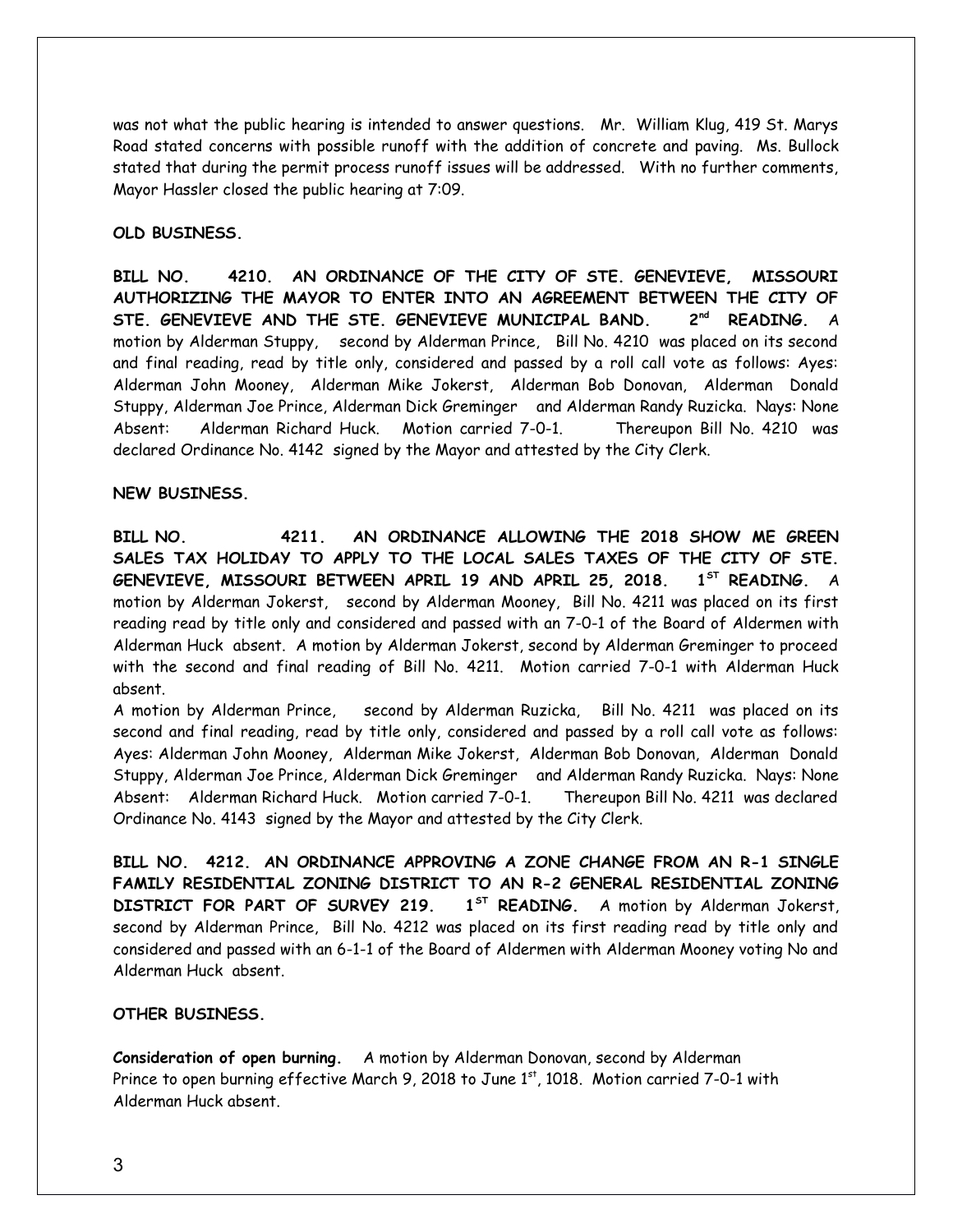was not what the public hearing is intended to answer questions. Mr. William Klug, 419 St. Marys Road stated concerns with possible runoff with the addition of concrete and paving. Ms. Bullock stated that during the permit process runoff issues will be addressed. With no further comments, Mayor Hassler closed the public hearing at 7:09.

**OLD BUSINESS.**

**BILL NO. 4210. AN ORDINANCE OF THE CITY OF STE. GENEVIEVE, MISSOURI AUTHORIZING THE MAYOR TO ENTER INTO AN AGREEMENT BETWEEN THE CITY OF STE. GENEVIEVE AND THE STE. GENEVIEVE MUNICIPAL BAND. 2nd READING.** A motion by Alderman Stuppy, second by Alderman Prince, Bill No. 4210 was placed on its second and final reading, read by title only, considered and passed by a roll call vote as follows: Ayes: Alderman John Mooney, Alderman Mike Jokerst, Alderman Bob Donovan, Alderman Donald Stuppy, Alderman Joe Prince, Alderman Dick Greminger and Alderman Randy Ruzicka. Nays: None Absent: Alderman Richard Huck. Motion carried 7-0-1. Thereupon Bill No. 4210 was declared Ordinance No. 4142 signed by the Mayor and attested by the City Clerk.

**NEW BUSINESS.**

**BILL NO. 4211. AN ORDINANCE ALLOWING THE 2018 SHOW ME GREEN SALES TAX HOLIDAY TO APPLY TO THE LOCAL SALES TAXES OF THE CITY OF STE. GENEVIEVE, MISSOURI BETWEEN APRIL 19 AND APRIL 25, 2018. 1ST READING.** A motion by Alderman Jokerst, second by Alderman Mooney, Bill No. 4211 was placed on its first reading read by title only and considered and passed with an 7-0-1 of the Board of Aldermen with Alderman Huck absent. A motion by Alderman Jokerst, second by Alderman Greminger to proceed with the second and final reading of Bill No. 4211. Motion carried 7-0-1 with Alderman Huck absent.

A motion by Alderman Prince, second by Alderman Ruzicka, Bill No. 4211 was placed on its second and final reading, read by title only, considered and passed by a roll call vote as follows: Ayes: Alderman John Mooney, Alderman Mike Jokerst, Alderman Bob Donovan, Alderman Donald Stuppy, Alderman Joe Prince, Alderman Dick Greminger and Alderman Randy Ruzicka. Nays: None Absent: Alderman Richard Huck. Motion carried 7-0-1. Thereupon Bill No. 4211 was declared Ordinance No. 4143 signed by the Mayor and attested by the City Clerk.

**BILL NO. 4212. AN ORDINANCE APPROVING A ZONE CHANGE FROM AN R-1 SINGLE FAMILY RESIDENTIAL ZONING DISTRICT TO AN R-2 GENERAL RESIDENTIAL ZONING DISTRICT FOR PART OF SURVEY 219. 1ST READING.** A motion by Alderman Jokerst, second by Alderman Prince, Bill No. 4212 was placed on its first reading read by title only and considered and passed with an 6-1-1 of the Board of Aldermen with Alderman Mooney voting No and Alderman Huck absent.

**OTHER BUSINESS.**

**Consideration of open burning.** A motion by Alderman Donovan, second by Alderman Prince to open burning effective March 9, 2018 to June 1st, 1018. Motion carried 7-0-1 with Alderman Huck absent.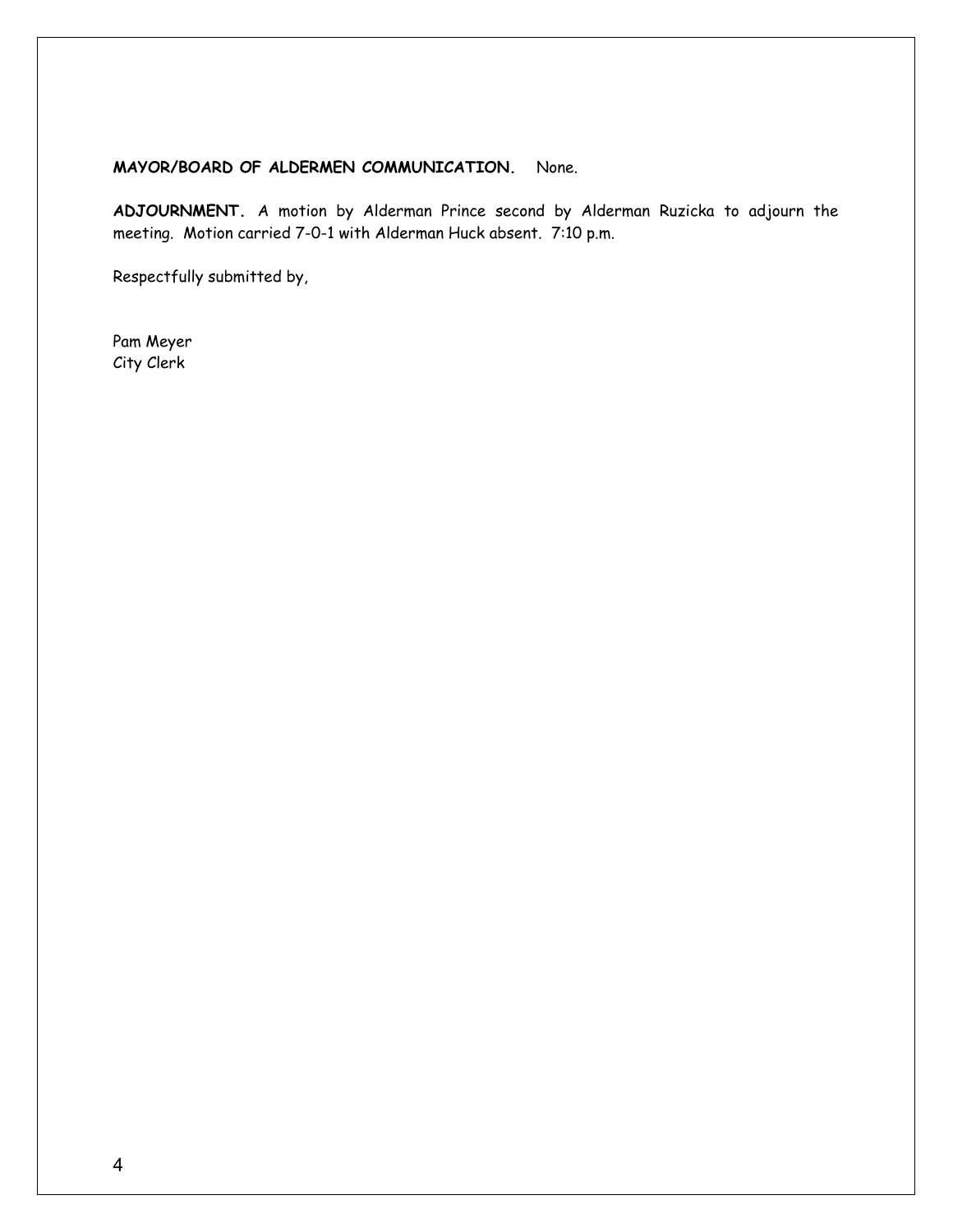**MAYOR/BOARD OF ALDERMEN COMMUNICATION.** None.

**ADJOURNMENT.** A motion by Alderman Prince second by Alderman Ruzicka to adjourn the meeting. Motion carried 7-0-1 with Alderman Huck absent. 7:10 p.m.

Respectfully submitted by,

Pam Meyer
City Clerk